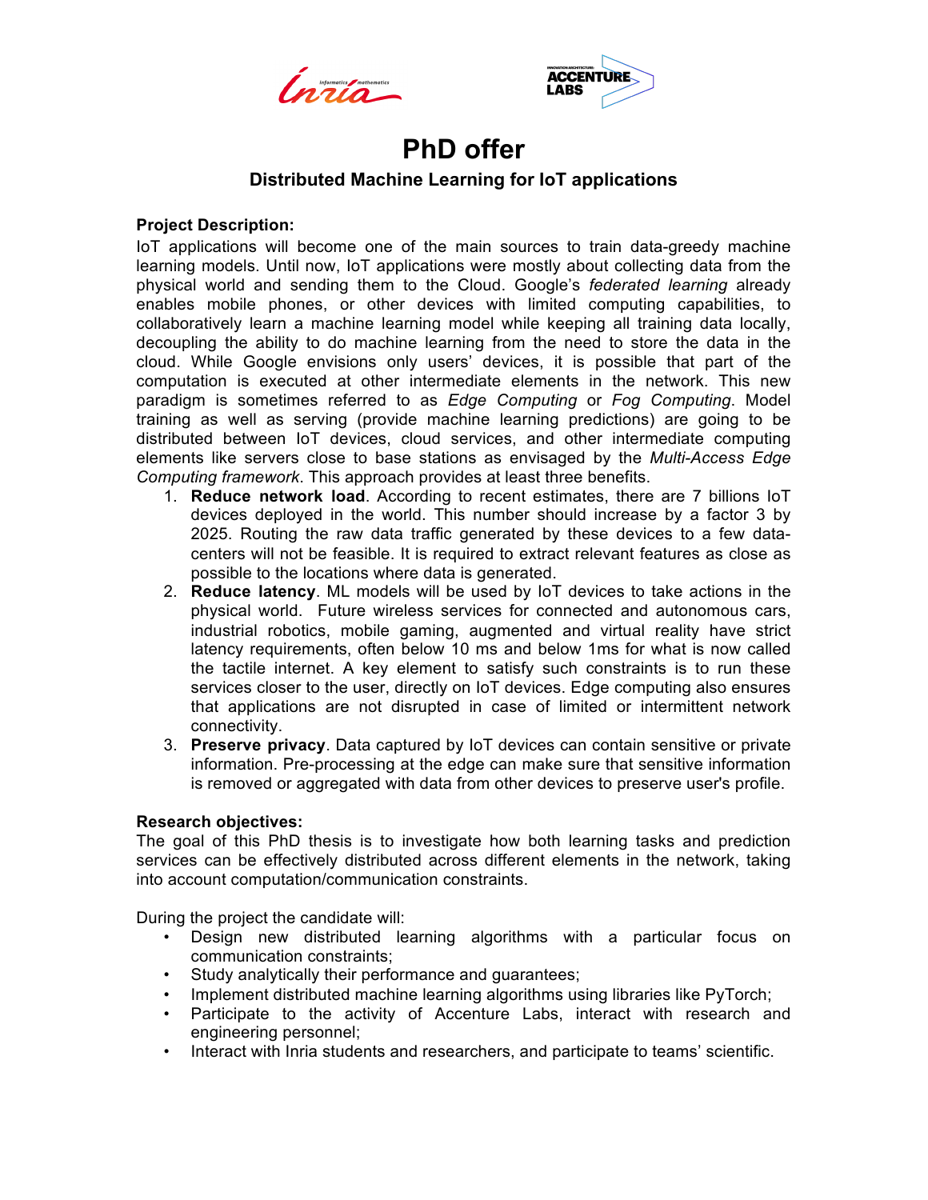# PhD offer

## Distributed Machine Learning for IoT applications

**Project Description:**

IoT applications will become one of the main sources to train data-greedy machine learning models. Until now, IoT applications were mostly about collecting data from the physical world and sending them to the Cloud. Google's *federated learning* already enables mobile phones, or other devices with limited computing capabilities, to collaboratively learn a machine learning model while keeping all training data locally, decoupling the ability to do machine learning from the need to store the data in the cloud. While Google envisions only users' devices, it is possible that part of the computation is executed at other intermediate elements in the network. This new paradigm is sometimes referred to as *Edge Computing* or *Fog Computing*. Model training as well as serving (provide machine learning predictions) are going to be distributed between IoT devices, cloud services, and other intermediate computing elements like servers close to base stations as envisaged by the *Multi-Access Edge Computing framework*. This approach provides at least three benefits.

1. **Reduce network load**. According to recent estimates, there are 7 billions IoT devices deployed in the world. This number should increase by a factor 3 by 2025. Routing the raw data traffic generated by these devices to a few data-centers will not be feasible. It is required to extract relevant features as close as possible to the locations where data is generated.
2. **Reduce latency**. ML models will be used by IoT devices to take actions in the physical world. Future wireless services for connected and autonomous cars, industrial robotics, mobile gaming, augmented and virtual reality have strict latency requirements, often below 10 ms and below 1ms for what is now called the tactile internet. A key element to satisfy such constraints is to run these services closer to the user, directly on IoT devices. Edge computing also ensures that applications are not disrupted in case of limited or intermittent network connectivity.
3. **Preserve privacy**. Data captured by IoT devices can contain sensitive or private information. Pre-processing at the edge can make sure that sensitive information is removed or aggregated with data from other devices to preserve user's profile.

**Research objectives:**

The goal of this PhD thesis is to investigate how both learning tasks and prediction services can be effectively distributed across different elements in the network, taking into account computation/communication constraints.

During the project the candidate will:

- Design new distributed learning algorithms with a particular focus on communication constraints;
- Study analytically their performance and guarantees;
- Implement distributed machine learning algorithms using libraries like PyTorch;
- Participate to the activity of Accenture Labs, interact with research and engineering personnel;
- Interact with Inria students and researchers, and participate to teams' scientific.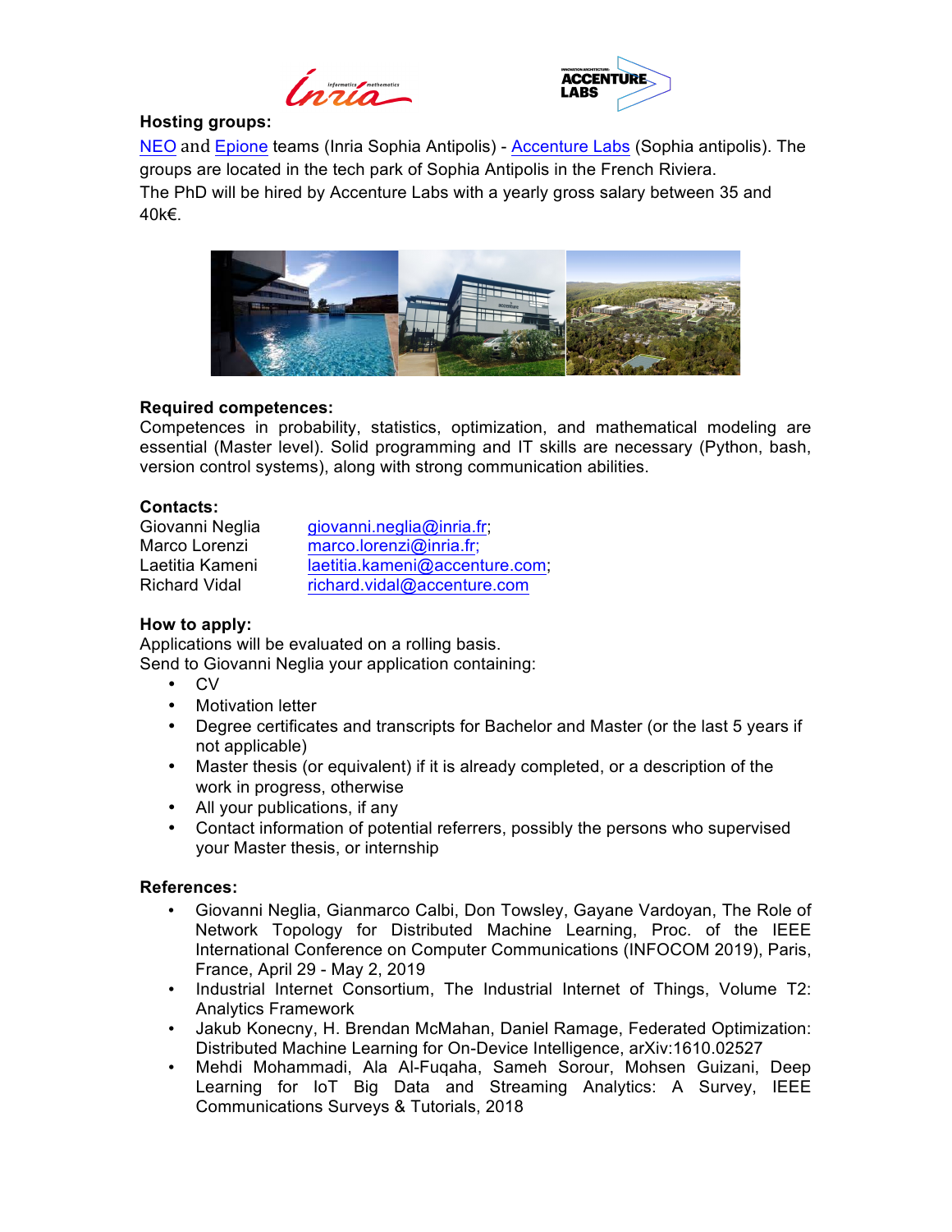**Hosting groups:**

NEO and Epione teams (Inria Sophia Antipolis) - Accenture Labs (Sophia antipolis). The groups are located in the tech park of Sophia Antipolis in the French Riviera.
The PhD will be hired by Accenture Labs with a yearly gross salary between 35 and 40k€.

**Required competences:**

Competences in probability, statistics, optimization, and mathematical modeling are essential (Master level). Solid programming and IT skills are necessary (Python, bash, version control systems), along with strong communication abilities.

**Contacts:**

| | |
|---|---|
| Giovanni Neglia | giovanni.neglia@inria.fr; |
| Marco Lorenzi | marco.lorenzi@inria.fr; |
| Laetitia Kameni | laetitia.kameni@accenture.com; |
| Richard Vidal | richard.vidal@accenture.com |

**How to apply:**

Applications will be evaluated on a rolling basis.
Send to Giovanni Neglia your application containing:

- CV
- Motivation letter
- Degree certificates and transcripts for Bachelor and Master (or the last 5 years if not applicable)
- Master thesis (or equivalent) if it is already completed, or a description of the work in progress, otherwise
- All your publications, if any
- Contact information of potential referrers, possibly the persons who supervised your Master thesis, or internship

**References:**

- Giovanni Neglia, Gianmarco Calbi, Don Towsley, Gayane Vardoyan, The Role of Network Topology for Distributed Machine Learning, Proc. of the IEEE International Conference on Computer Communications (INFOCOM 2019), Paris, France, April 29 - May 2, 2019
- Industrial Internet Consortium, The Industrial Internet of Things, Volume T2: Analytics Framework
- Jakub Konecny, H. Brendan McMahan, Daniel Ramage, Federated Optimization: Distributed Machine Learning for On-Device Intelligence, arXiv:1610.02527
- Mehdi Mohammadi, Ala Al-Fuqaha, Sameh Sorour, Mohsen Guizani, Deep Learning for IoT Big Data and Streaming Analytics: A Survey, IEEE Communications Surveys & Tutorials, 2018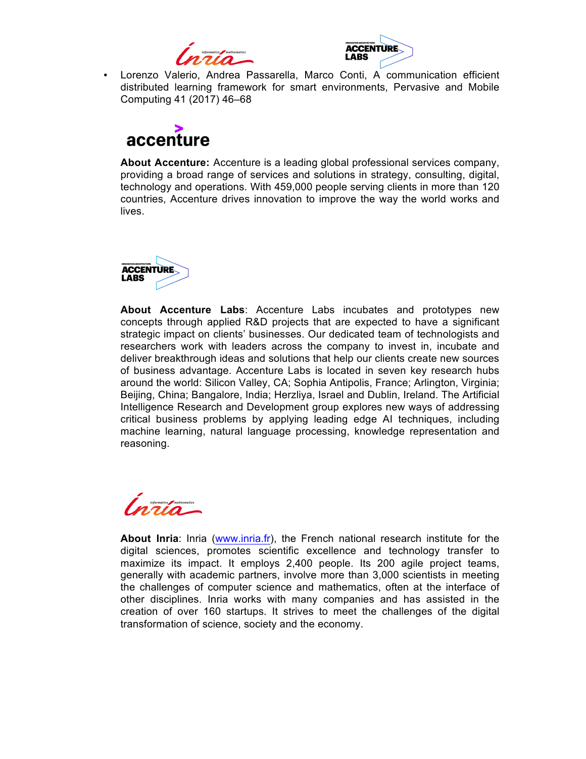- Lorenzo Valerio, Andrea Passarella, Marco Conti, A communication efficient distributed learning framework for smart environments, Pervasive and Mobile Computing 41 (2017) 46–68

**About Accenture:** Accenture is a leading global professional services company, providing a broad range of services and solutions in strategy, consulting, digital, technology and operations. With 459,000 people serving clients in more than 120 countries, Accenture drives innovation to improve the way the world works and lives.

**About Accenture Labs**: Accenture Labs incubates and prototypes new concepts through applied R&D projects that are expected to have a significant strategic impact on clients' businesses. Our dedicated team of technologists and researchers work with leaders across the company to invest in, incubate and deliver breakthrough ideas and solutions that help our clients create new sources of business advantage. Accenture Labs is located in seven key research hubs around the world: Silicon Valley, CA; Sophia Antipolis, France; Arlington, Virginia; Beijing, China; Bangalore, India; Herzliya, Israel and Dublin, Ireland. The Artificial Intelligence Research and Development group explores new ways of addressing critical business problems by applying leading edge AI techniques, including machine learning, natural language processing, knowledge representation and reasoning.

**About Inria**: Inria (www.inria.fr), the French national research institute for the digital sciences, promotes scientific excellence and technology transfer to maximize its impact. It employs 2,400 people. Its 200 agile project teams, generally with academic partners, involve more than 3,000 scientists in meeting the challenges of computer science and mathematics, often at the interface of other disciplines. Inria works with many companies and has assisted in the creation of over 160 startups. It strives to meet the challenges of the digital transformation of science, society and the economy.